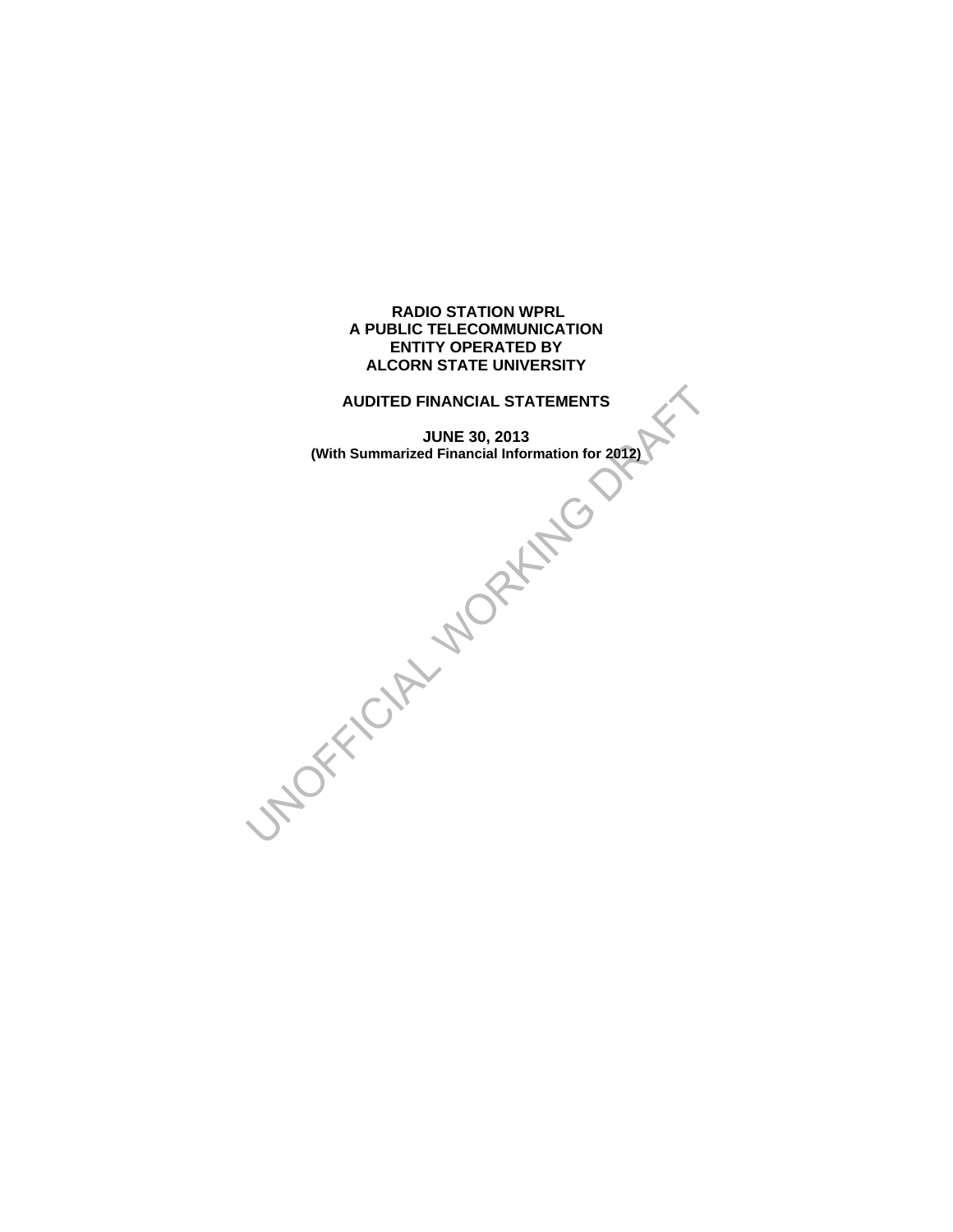# RADIO STATION WPRL
# A PUBLIC TELECOMMUNICATION
# ENTITY OPERATED BY
# ALCORN STATE UNIVERSITY

## AUDITED FINANCIAL STATEMENTS

**JUNE 30, 2013**
**(With Summarized Financial Information for 2012)**

UNOFFICIAL WORKING DRAFT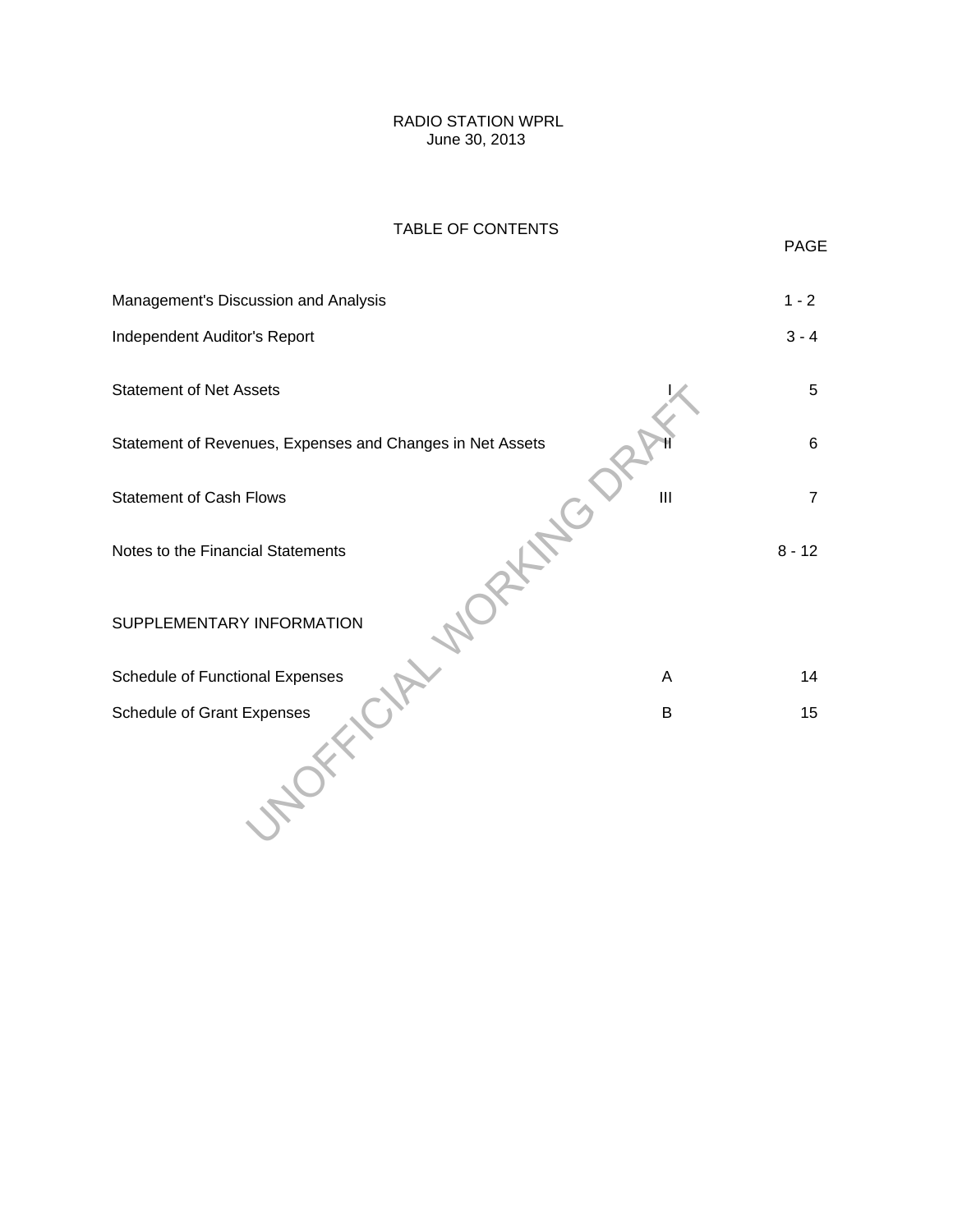# RADIO STATION WPRL
June 30, 2013

## TABLE OF CONTENTS

| | | PAGE |
|---|---|---|
| Management's Discussion and Analysis | | 1 - 2 |
| Independent Auditor's Report | | 3 - 4 |
| Statement of Net Assets | I | 5 |
| Statement of Revenues, Expenses and Changes in Net Assets | II | 6 |
| Statement of Cash Flows | III | 7 |
| Notes to the Financial Statements | | 8 - 12 |
| **SUPPLEMENTARY INFORMATION** | | |
| Schedule of Functional Expenses | A | 14 |
| Schedule of Grant Expenses | B | 15 |

UNOFFICIAL WORKING DRAFT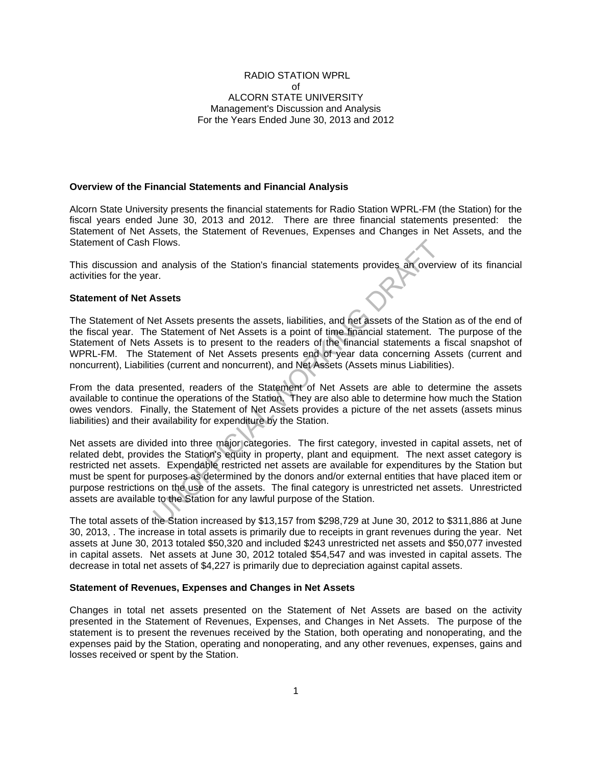RADIO STATION WPRL
of
ALCORN STATE UNIVERSITY
Management's Discussion and Analysis
For the Years Ended June 30, 2013 and 2012

**Overview of the Financial Statements and Financial Analysis**

Alcorn State University presents the financial statements for Radio Station WPRL-FM (the Station) for the fiscal years ended June 30, 2013 and 2012. There are three financial statements presented: the Statement of Net Assets, the Statement of Revenues, Expenses and Changes in Net Assets, and the Statement of Cash Flows.

This discussion and analysis of the Station's financial statements provides an overview of its financial activities for the year.

**Statement of Net Assets**

The Statement of Net Assets presents the assets, liabilities, and net assets of the Station as of the end of the fiscal year. The Statement of Net Assets is a point of time financial statement. The purpose of the Statement of Nets Assets is to present to the readers of the financial statements a fiscal snapshot of WPRL-FM. The Statement of Net Assets presents end of year data concerning Assets (current and noncurrent), Liabilities (current and noncurrent), and Net Assets (Assets minus Liabilities).

From the data presented, readers of the Statement of Net Assets are able to determine the assets available to continue the operations of the Station. They are also able to determine how much the Station owes vendors. Finally, the Statement of Net Assets provides a picture of the net assets (assets minus liabilities) and their availability for expenditure by the Station.

Net assets are divided into three major categories. The first category, invested in capital assets, net of related debt, provides the Station's equity in property, plant and equipment. The next asset category is restricted net assets. Expendable restricted net assets are available for expenditures by the Station but must be spent for purposes as determined by the donors and/or external entities that have placed item or purpose restrictions on the use of the assets. The final category is unrestricted net assets. Unrestricted assets are available to the Station for any lawful purpose of the Station.

The total assets of the Station increased by $13,157 from $298,729 at June 30, 2012 to $311,886 at June 30, 2013, . The increase in total assets is primarily due to receipts in grant revenues during the year. Net assets at June 30, 2013 totaled $50,320 and included $243 unrestricted net assets and $50,077 invested in capital assets. Net assets at June 30, 2012 totaled $54,547 and was invested in capital assets. The decrease in total net assets of $4,227 is primarily due to depreciation against capital assets.

**Statement of Revenues, Expenses and Changes in Net Assets**

Changes in total net assets presented on the Statement of Net Assets are based on the activity presented in the Statement of Revenues, Expenses, and Changes in Net Assets. The purpose of the statement is to present the revenues received by the Station, both operating and nonoperating, and the expenses paid by the Station, operating and nonoperating, and any other revenues, expenses, gains and losses received or spent by the Station.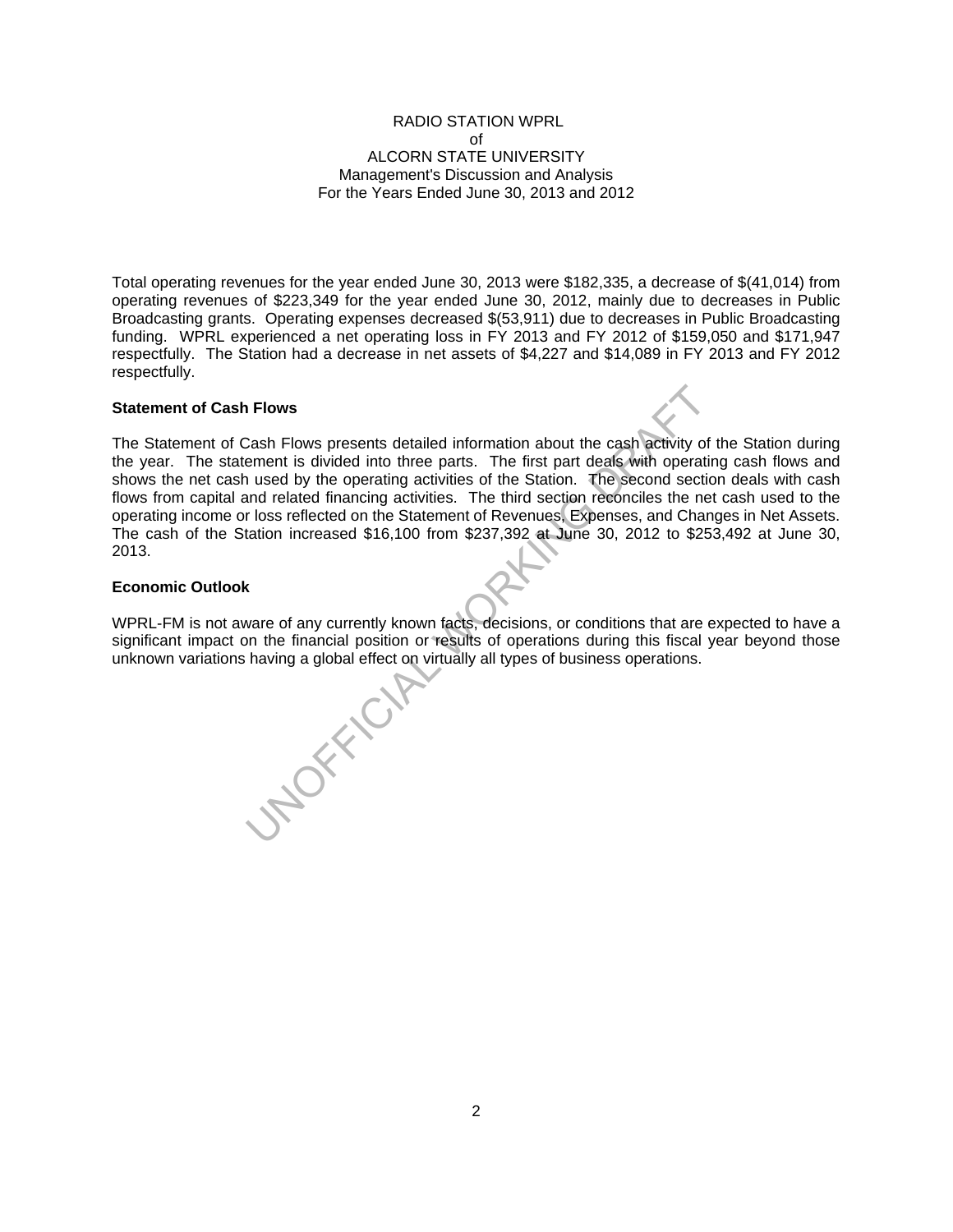RADIO STATION WPRL
of
ALCORN STATE UNIVERSITY
Management's Discussion and Analysis
For the Years Ended June 30, 2013 and 2012

Total operating revenues for the year ended June 30, 2013 were $182,335, a decrease of $(41,014) from operating revenues of $223,349 for the year ended June 30, 2012, mainly due to decreases in Public Broadcasting grants. Operating expenses decreased $(53,911) due to decreases in Public Broadcasting funding. WPRL experienced a net operating loss in FY 2013 and FY 2012 of $159,050 and $171,947 respectfully. The Station had a decrease in net assets of $4,227 and $14,089 in FY 2013 and FY 2012 respectfully.

**Statement of Cash Flows**

The Statement of Cash Flows presents detailed information about the cash activity of the Station during the year. The statement is divided into three parts. The first part deals with operating cash flows and shows the net cash used by the operating activities of the Station. The second section deals with cash flows from capital and related financing activities. The third section reconciles the net cash used to the operating income or loss reflected on the Statement of Revenues, Expenses, and Changes in Net Assets. The cash of the Station increased $16,100 from $237,392 at June 30, 2012 to $253,492 at June 30, 2013.

**Economic Outlook**

WPRL-FM is not aware of any currently known facts, decisions, or conditions that are expected to have a significant impact on the financial position or results of operations during this fiscal year beyond those unknown variations having a global effect on virtually all types of business operations.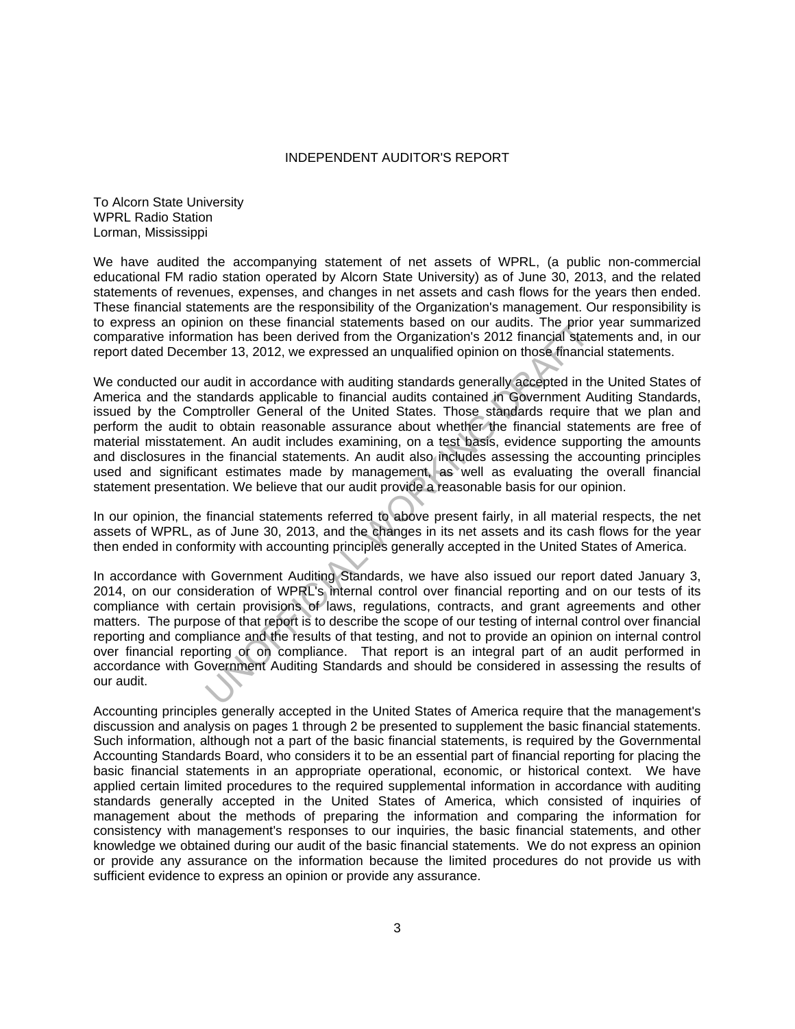# INDEPENDENT AUDITOR'S REPORT

To Alcorn State University
WPRL Radio Station
Lorman, Mississippi

We have audited the accompanying statement of net assets of WPRL, (a public non-commercial educational FM radio station operated by Alcorn State University) as of June 30, 2013, and the related statements of revenues, expenses, and changes in net assets and cash flows for the years then ended. These financial statements are the responsibility of the Organization's management. Our responsibility is to express an opinion on these financial statements based on our audits. The prior year summarized comparative information has been derived from the Organization's 2012 financial statements and, in our report dated December 13, 2012, we expressed an unqualified opinion on those financial statements.

We conducted our audit in accordance with auditing standards generally accepted in the United States of America and the standards applicable to financial audits contained in Government Auditing Standards, issued by the Comptroller General of the United States. Those standards require that we plan and perform the audit to obtain reasonable assurance about whether the financial statements are free of material misstatement. An audit includes examining, on a test basis, evidence supporting the amounts and disclosures in the financial statements. An audit also includes assessing the accounting principles used and significant estimates made by management, as well as evaluating the overall financial statement presentation. We believe that our audit provide a reasonable basis for our opinion.

In our opinion, the financial statements referred to above present fairly, in all material respects, the net assets of WPRL, as of June 30, 2013, and the changes in its net assets and its cash flows for the year then ended in conformity with accounting principles generally accepted in the United States of America.

In accordance with Government Auditing Standards, we have also issued our report dated January 3, 2014, on our consideration of WPRL's internal control over financial reporting and on our tests of its compliance with certain provisions of laws, regulations, contracts, and grant agreements and other matters. The purpose of that report is to describe the scope of our testing of internal control over financial reporting and compliance and the results of that testing, and not to provide an opinion on internal control over financial reporting or on compliance. That report is an integral part of an audit performed in accordance with Government Auditing Standards and should be considered in assessing the results of our audit.

Accounting principles generally accepted in the United States of America require that the management's discussion and analysis on pages 1 through 2 be presented to supplement the basic financial statements. Such information, although not a part of the basic financial statements, is required by the Governmental Accounting Standards Board, who considers it to be an essential part of financial reporting for placing the basic financial statements in an appropriate operational, economic, or historical context. We have applied certain limited procedures to the required supplemental information in accordance with auditing standards generally accepted in the United States of America, which consisted of inquiries of management about the methods of preparing the information and comparing the information for consistency with management's responses to our inquiries, the basic financial statements, and other knowledge we obtained during our audit of the basic financial statements. We do not express an opinion or provide any assurance on the information because the limited procedures do not provide us with sufficient evidence to express an opinion or provide any assurance.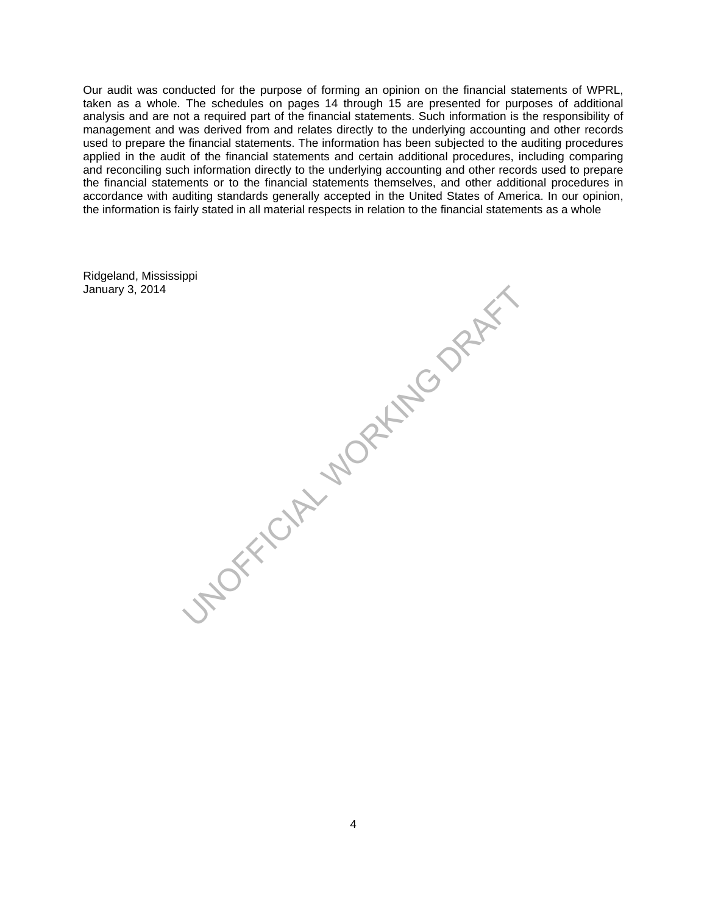Our audit was conducted for the purpose of forming an opinion on the financial statements of WPRL, taken as a whole. The schedules on pages 14 through 15 are presented for purposes of additional analysis and are not a required part of the financial statements. Such information is the responsibility of management and was derived from and relates directly to the underlying accounting and other records used to prepare the financial statements. The information has been subjected to the auditing procedures applied in the audit of the financial statements and certain additional procedures, including comparing and reconciling such information directly to the underlying accounting and other records used to prepare the financial statements or to the financial statements themselves, and other additional procedures in accordance with auditing standards generally accepted in the United States of America. In our opinion, the information is fairly stated in all material respects in relation to the financial statements as a whole

Ridgeland, Mississippi
January 3, 2014

UNOFFICIAL WORKING DRAFT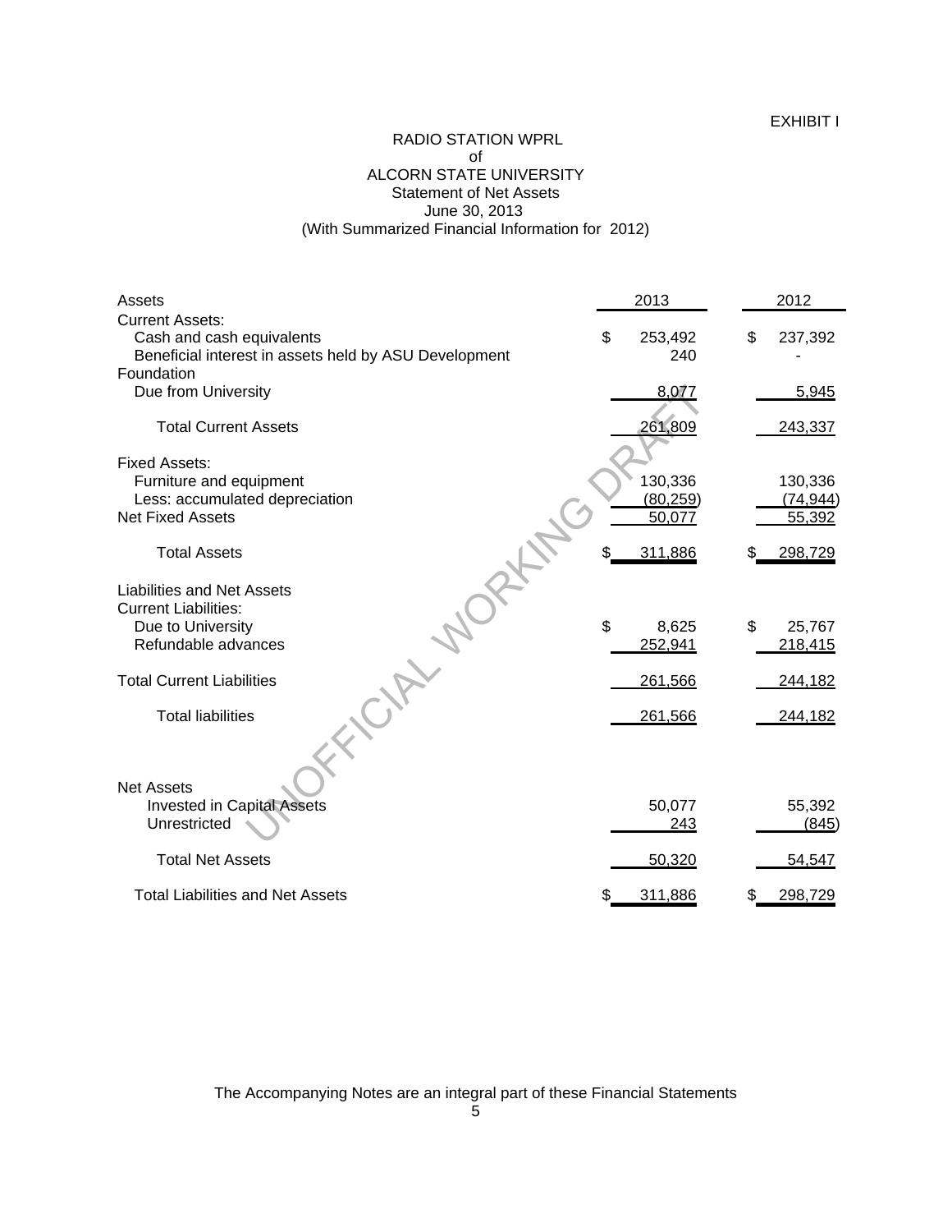EXHIBIT I

# RADIO STATION WPRL
of
ALCORN STATE UNIVERSITY
Statement of Net Assets
June 30, 2013
(With Summarized Financial Information for 2012)

| Assets | 2013 | 2012 |
|---|---|---|
| Current Assets: | | |
| Cash and cash equivalents | $ 253,492 | $ 237,392 |
| Beneficial interest in assets held by ASU Development Foundation | 240 | - |
| Due from University | 8,077 | 5,945 |
| Total Current Assets | 261,809 | 243,337 |
| Fixed Assets: | | |
| Furniture and equipment | 130,336 | 130,336 |
| Less: accumulated depreciation | (80,259) | (74,944) |
| Net Fixed Assets | 50,077 | 55,392 |
| Total Assets | $ 311,886 | $ 298,729 |
| Liabilities and Net Assets | | |
| Current Liabilities: | | |
| Due to University | $ 8,625 | $ 25,767 |
| Refundable advances | 252,941 | 218,415 |
| Total Current Liabilities | 261,566 | 244,182 |
| Total liabilities | 261,566 | 244,182 |
| Net Assets | | |
| Invested in Capital Assets | 50,077 | 55,392 |
| Unrestricted | 243 | (845) |
| Total Net Assets | 50,320 | 54,547 |
| Total Liabilities and Net Assets | $ 311,886 | $ 298,729 |

The Accompanying Notes are an integral part of these Financial Statements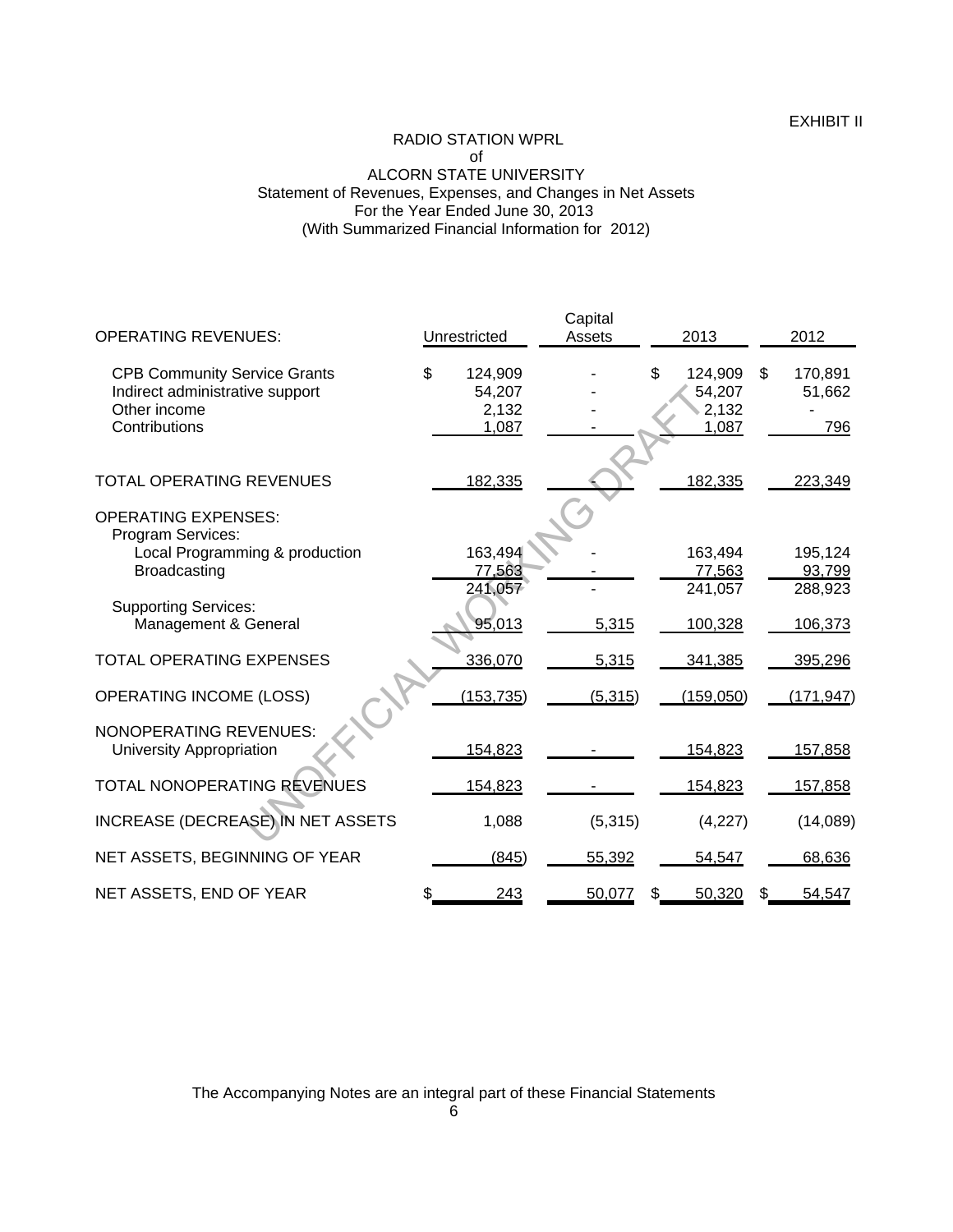EXHIBIT II

# RADIO STATION WPRL
of
ALCORN STATE UNIVERSITY
Statement of Revenues, Expenses, and Changes in Net Assets
For the Year Ended June 30, 2013
(With Summarized Financial Information for 2012)

| OPERATING REVENUES: | Unrestricted | Capital Assets | 2013 | 2012 |
|---|---|---|---|---|
| CPB Community Service Grants | $ 124,909 | - | $ 124,909 | $ 170,891 |
| Indirect administrative support | 54,207 | - | 54,207 | 51,662 |
| Other income | 2,132 | - | 2,132 | - |
| Contributions | 1,087 | - | 1,087 | 796 |
| TOTAL OPERATING REVENUES | 182,335 | - | 182,335 | 223,349 |
| OPERATING EXPENSES: | | | | |
| Program Services: | | | | |
| Local Programming & production | 163,494 | - | 163,494 | 195,124 |
| Broadcasting | 77,563 | - | 77,563 | 93,799 |
| | 241,057 | - | 241,057 | 288,923 |
| Supporting Services: | | | | |
| Management & General | 95,013 | 5,315 | 100,328 | 106,373 |
| TOTAL OPERATING EXPENSES | 336,070 | 5,315 | 341,385 | 395,296 |
| OPERATING INCOME (LOSS) | (153,735) | (5,315) | (159,050) | (171,947) |
| NONOPERATING REVENUES: | | | | |
| University Appropriation | 154,823 | - | 154,823 | 157,858 |
| TOTAL NONOPERATING REVENUES | 154,823 | - | 154,823 | 157,858 |
| INCREASE (DECREASE) IN NET ASSETS | 1,088 | (5,315) | (4,227) | (14,089) |
| NET ASSETS, BEGINNING OF YEAR | (845) | 55,392 | 54,547 | 68,636 |
| NET ASSETS, END OF YEAR | $ 243 | 50,077 | $ 50,320 | $ 54,547 |

The Accompanying Notes are an integral part of these Financial Statements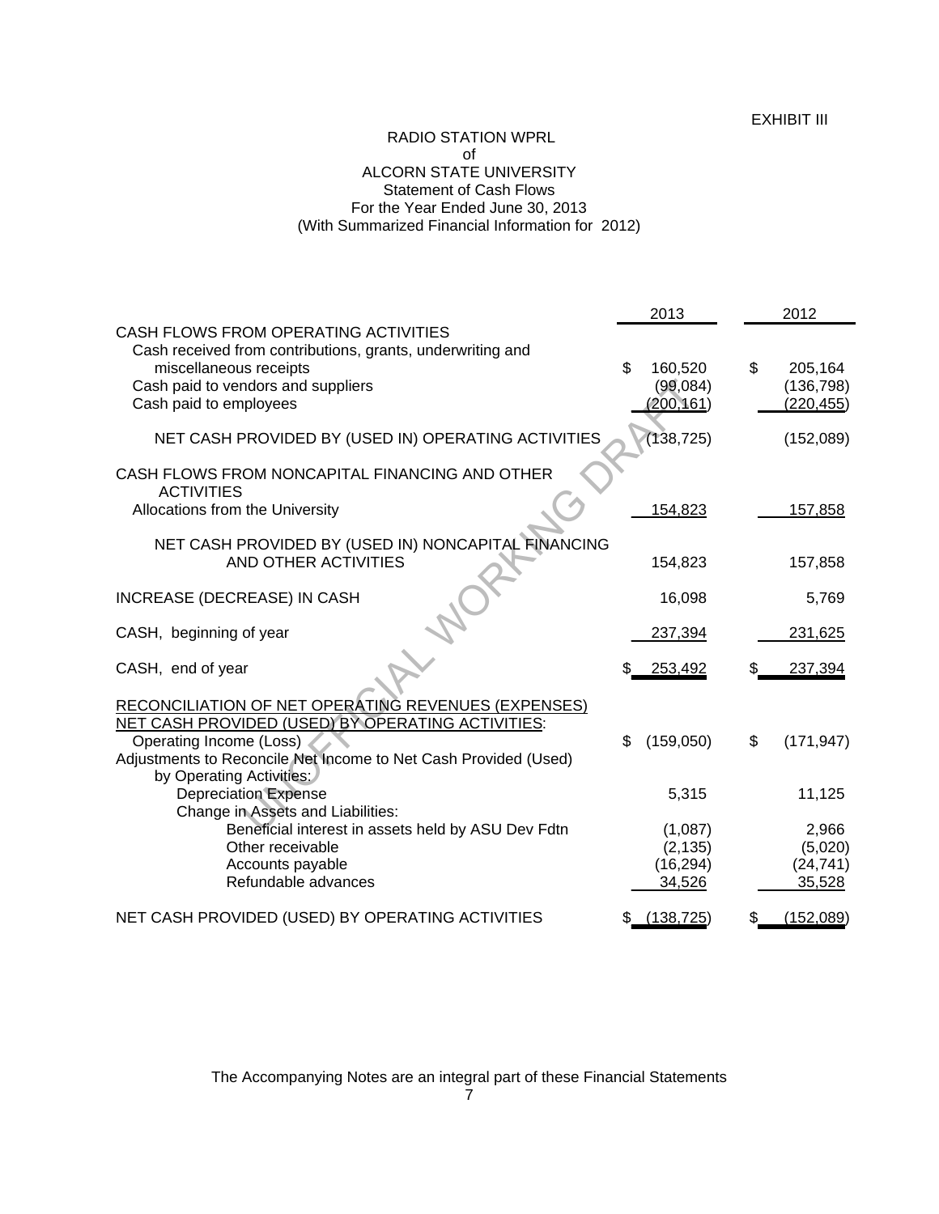EXHIBIT III

# RADIO STATION WPRL
## of
## ALCORN STATE UNIVERSITY
### Statement of Cash Flows
### For the Year Ended June 30, 2013
### (With Summarized Financial Information for 2012)

| | 2013 | 2012 |
|---|---|---|
| CASH FLOWS FROM OPERATING ACTIVITIES | | |
| Cash received from contributions, grants, underwriting and miscellaneous receipts | $ 160,520 | $ 205,164 |
| Cash paid to vendors and suppliers | (99,084) | (136,798) |
| Cash paid to employees | (200,161) | (220,455) |
| NET CASH PROVIDED BY (USED IN) OPERATING ACTIVITIES | (138,725) | (152,089) |
| CASH FLOWS FROM NONCAPITAL FINANCING AND OTHER ACTIVITIES | | |
| Allocations from the University | 154,823 | 157,858 |
| NET CASH PROVIDED BY (USED IN) NONCAPITAL FINANCING AND OTHER ACTIVITIES | 154,823 | 157,858 |
| INCREASE (DECREASE) IN CASH | 16,098 | 5,769 |
| CASH, beginning of year | 237,394 | 231,625 |
| CASH, end of year | $ 253,492 | $ 237,394 |
| RECONCILIATION OF NET OPERATING REVENUES (EXPENSES) NET CASH PROVIDED (USED) BY OPERATING ACTIVITIES: | | |
| Operating Income (Loss) | $ (159,050) | $ (171,947) |
| Adjustments to Reconcile Net Income to Net Cash Provided (Used) by Operating Activities: | | |
| Depreciation Expense | 5,315 | 11,125 |
| Change in Assets and Liabilities: | | |
| Beneficial interest in assets held by ASU Dev Fdtn | (1,087) | 2,966 |
| Other receivable | (2,135) | (5,020) |
| Accounts payable | (16,294) | (24,741) |
| Refundable advances | 34,526 | 35,528 |
| NET CASH PROVIDED (USED) BY OPERATING ACTIVITIES | $ (138,725) | $ (152,089) |

The Accompanying Notes are an integral part of these Financial Statements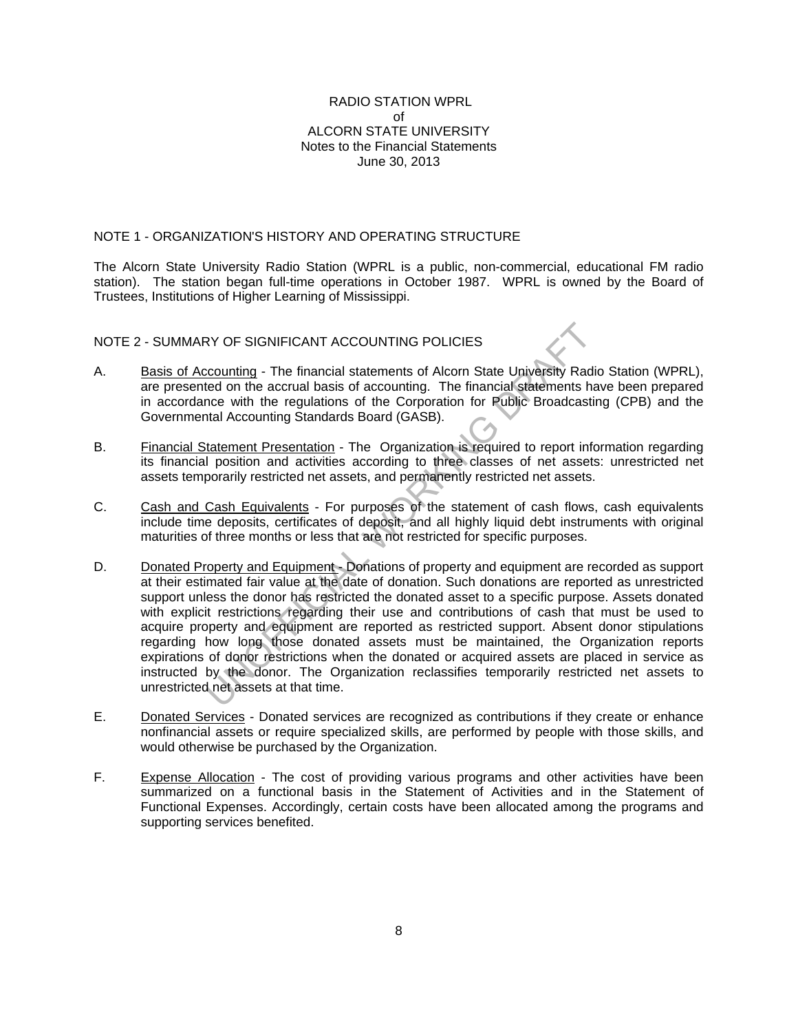RADIO STATION WPRL
of
ALCORN STATE UNIVERSITY
Notes to the Financial Statements
June 30, 2013

## NOTE 1 - ORGANIZATION'S HISTORY AND OPERATING STRUCTURE

The Alcorn State University Radio Station (WPRL is a public, non-commercial, educational FM radio station). The station began full-time operations in October 1987. WPRL is owned by the Board of Trustees, Institutions of Higher Learning of Mississippi.

## NOTE 2 - SUMMARY OF SIGNIFICANT ACCOUNTING POLICIES

A. Basis of Accounting - The financial statements of Alcorn State University Radio Station (WPRL), are presented on the accrual basis of accounting. The financial statements have been prepared in accordance with the regulations of the Corporation for Public Broadcasting (CPB) and the Governmental Accounting Standards Board (GASB).

B. Financial Statement Presentation - The Organization is required to report information regarding its financial position and activities according to three classes of net assets: unrestricted net assets temporarily restricted net assets, and permanently restricted net assets.

C. Cash and Cash Equivalents - For purposes of the statement of cash flows, cash equivalents include time deposits, certificates of deposit, and all highly liquid debt instruments with original maturities of three months or less that are not restricted for specific purposes.

D. Donated Property and Equipment - Donations of property and equipment are recorded as support at their estimated fair value at the date of donation. Such donations are reported as unrestricted support unless the donor has restricted the donated asset to a specific purpose. Assets donated with explicit restrictions regarding their use and contributions of cash that must be used to acquire property and equipment are reported as restricted support. Absent donor stipulations regarding how long those donated assets must be maintained, the Organization reports expirations of donor restrictions when the donated or acquired assets are placed in service as instructed by the donor. The Organization reclassifies temporarily restricted net assets to unrestricted net assets at that time.

E. Donated Services - Donated services are recognized as contributions if they create or enhance nonfinancial assets or require specialized skills, are performed by people with those skills, and would otherwise be purchased by the Organization.

F. Expense Allocation - The cost of providing various programs and other activities have been summarized on a functional basis in the Statement of Activities and in the Statement of Functional Expenses. Accordingly, certain costs have been allocated among the programs and supporting services benefited.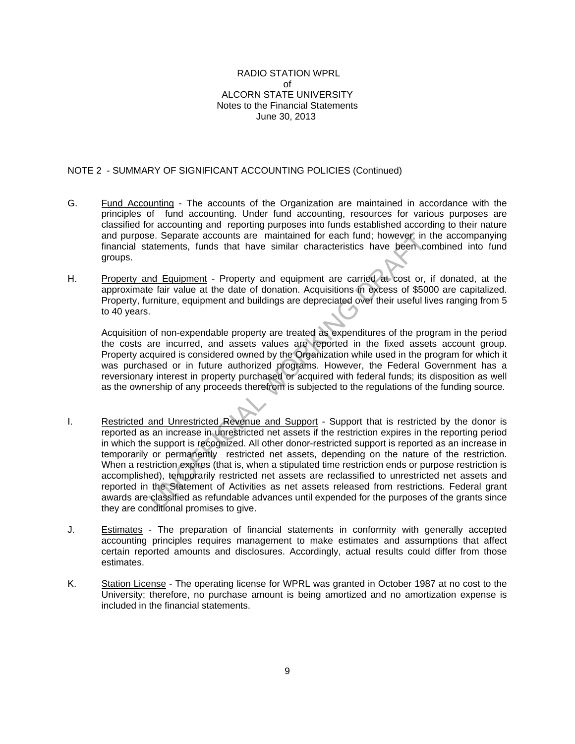RADIO STATION WPRL
of
ALCORN STATE UNIVERSITY
Notes to the Financial Statements
June 30, 2013

NOTE 2 - SUMMARY OF SIGNIFICANT ACCOUNTING POLICIES (Continued)

G. Fund Accounting - The accounts of the Organization are maintained in accordance with the principles of fund accounting. Under fund accounting, resources for various purposes are classified for accounting and reporting purposes into funds established according to their nature and purpose. Separate accounts are maintained for each fund; however, in the accompanying financial statements, funds that have similar characteristics have been combined into fund groups.

H. Property and Equipment - Property and equipment are carried at cost or, if donated, at the approximate fair value at the date of donation. Acquisitions in excess of $5000 are capitalized. Property, furniture, equipment and buildings are depreciated over their useful lives ranging from 5 to 40 years.

Acquisition of non-expendable property are treated as expenditures of the program in the period the costs are incurred, and assets values are reported in the fixed assets account group. Property acquired is considered owned by the Organization while used in the program for which it was purchased or in future authorized programs. However, the Federal Government has a reversionary interest in property purchased or acquired with federal funds; its disposition as well as the ownership of any proceeds therefrom is subjected to the regulations of the funding source.

I. Restricted and Unrestricted Revenue and Support - Support that is restricted by the donor is reported as an increase in unrestricted net assets if the restriction expires in the reporting period in which the support is recognized. All other donor-restricted support is reported as an increase in temporarily or permanently restricted net assets, depending on the nature of the restriction. When a restriction expires (that is, when a stipulated time restriction ends or purpose restriction is accomplished), temporarily restricted net assets are reclassified to unrestricted net assets and reported in the Statement of Activities as net assets released from restrictions. Federal grant awards are classified as refundable advances until expended for the purposes of the grants since they are conditional promises to give.

J. Estimates - The preparation of financial statements in conformity with generally accepted accounting principles requires management to make estimates and assumptions that affect certain reported amounts and disclosures. Accordingly, actual results could differ from those estimates.

K. Station License - The operating license for WPRL was granted in October 1987 at no cost to the University; therefore, no purchase amount is being amortized and no amortization expense is included in the financial statements.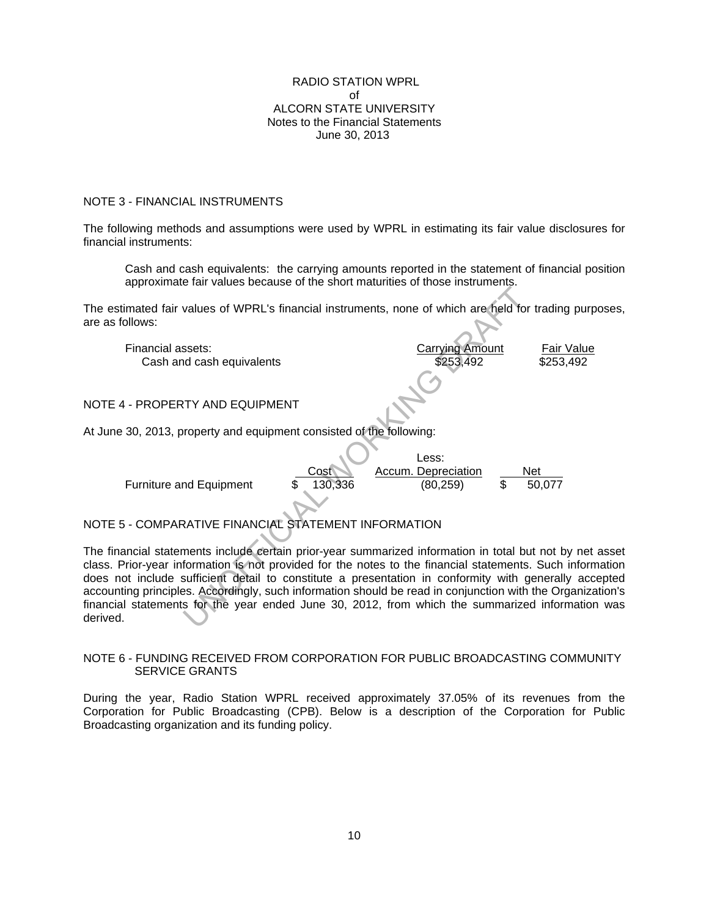RADIO STATION WPRL
of
ALCORN STATE UNIVERSITY
Notes to the Financial Statements
June 30, 2013

## NOTE 3 - FINANCIAL INSTRUMENTS

The following methods and assumptions were used by WPRL in estimating its fair value disclosures for financial instruments:

> Cash and cash equivalents: the carrying amounts reported in the statement of financial position approximate fair values because of the short maturities of those instruments.

The estimated fair values of WPRL's financial instruments, none of which are held for trading purposes, are as follows:

| Financial assets: | Carrying Amount | Fair Value |
|---|---|---|
| Cash and cash equivalents | $253,492 | $253,492 |

## NOTE 4 - PROPERTY AND EQUIPMENT

At June 30, 2013, property and equipment consisted of the following:

| | Cost | Less: Accum. Depreciation | Net |
|---|---|---|---|
| Furniture and Equipment | $ 130,336 | (80,259) | $ 50,077 |

## NOTE 5 - COMPARATIVE FINANCIAL STATEMENT INFORMATION

The financial statements include certain prior-year summarized information in total but not by net asset class. Prior-year information is not provided for the notes to the financial statements. Such information does not include sufficient detail to constitute a presentation in conformity with generally accepted accounting principles. Accordingly, such information should be read in conjunction with the Organization's financial statements for the year ended June 30, 2012, from which the summarized information was derived.

## NOTE 6 - FUNDING RECEIVED FROM CORPORATION FOR PUBLIC BROADCASTING COMMUNITY SERVICE GRANTS

During the year, Radio Station WPRL received approximately 37.05% of its revenues from the Corporation for Public Broadcasting (CPB). Below is a description of the Corporation for Public Broadcasting organization and its funding policy.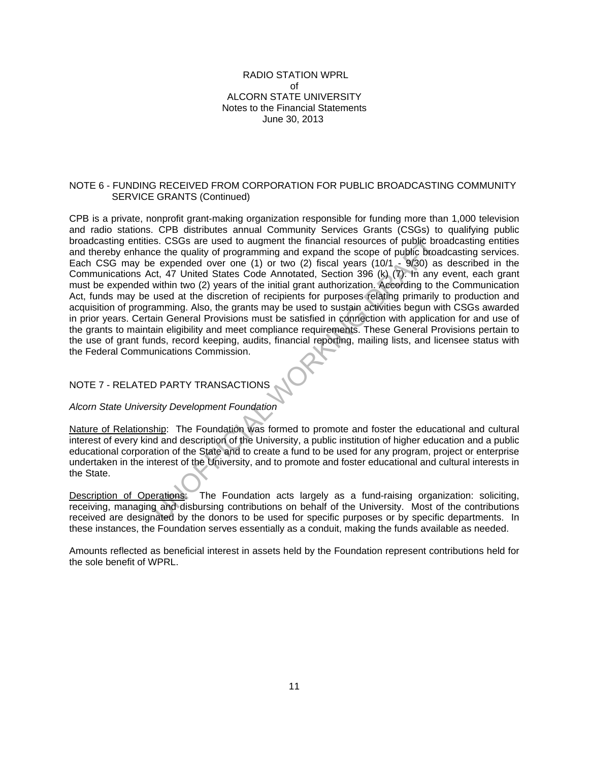RADIO STATION WPRL
of
ALCORN STATE UNIVERSITY
Notes to the Financial Statements
June 30, 2013

## NOTE 6 - FUNDING RECEIVED FROM CORPORATION FOR PUBLIC BROADCASTING COMMUNITY SERVICE GRANTS (Continued)

CPB is a private, nonprofit grant-making organization responsible for funding more than 1,000 television and radio stations. CPB distributes annual Community Services Grants (CSGs) to qualifying public broadcasting entities. CSGs are used to augment the financial resources of public broadcasting entities and thereby enhance the quality of programming and expand the scope of public broadcasting services. Each CSG may be expended over one (1) or two (2) fiscal years (10/1 - 9/30) as described in the Communications Act, 47 United States Code Annotated, Section 396 (k) (7). In any event, each grant must be expended within two (2) years of the initial grant authorization. According to the Communication Act, funds may be used at the discretion of recipients for purposes relating primarily to production and acquisition of programming. Also, the grants may be used to sustain activities begun with CSGs awarded in prior years. Certain General Provisions must be satisfied in connection with application for and use of the grants to maintain eligibility and meet compliance requirements. These General Provisions pertain to the use of grant funds, record keeping, audits, financial reporting, mailing lists, and licensee status with the Federal Communications Commission.

## NOTE 7 - RELATED PARTY TRANSACTIONS

*Alcorn State University Development Foundation*

Nature of Relationship: The Foundation was formed to promote and foster the educational and cultural interest of every kind and description of the University, a public institution of higher education and a public educational corporation of the State and to create a fund to be used for any program, project or enterprise undertaken in the interest of the University, and to promote and foster educational and cultural interests in the State.

Description of Operations: The Foundation acts largely as a fund-raising organization: soliciting, receiving, managing and disbursing contributions on behalf of the University. Most of the contributions received are designated by the donors to be used for specific purposes or by specific departments. In these instances, the Foundation serves essentially as a conduit, making the funds available as needed.

Amounts reflected as beneficial interest in assets held by the Foundation represent contributions held for the sole benefit of WPRL.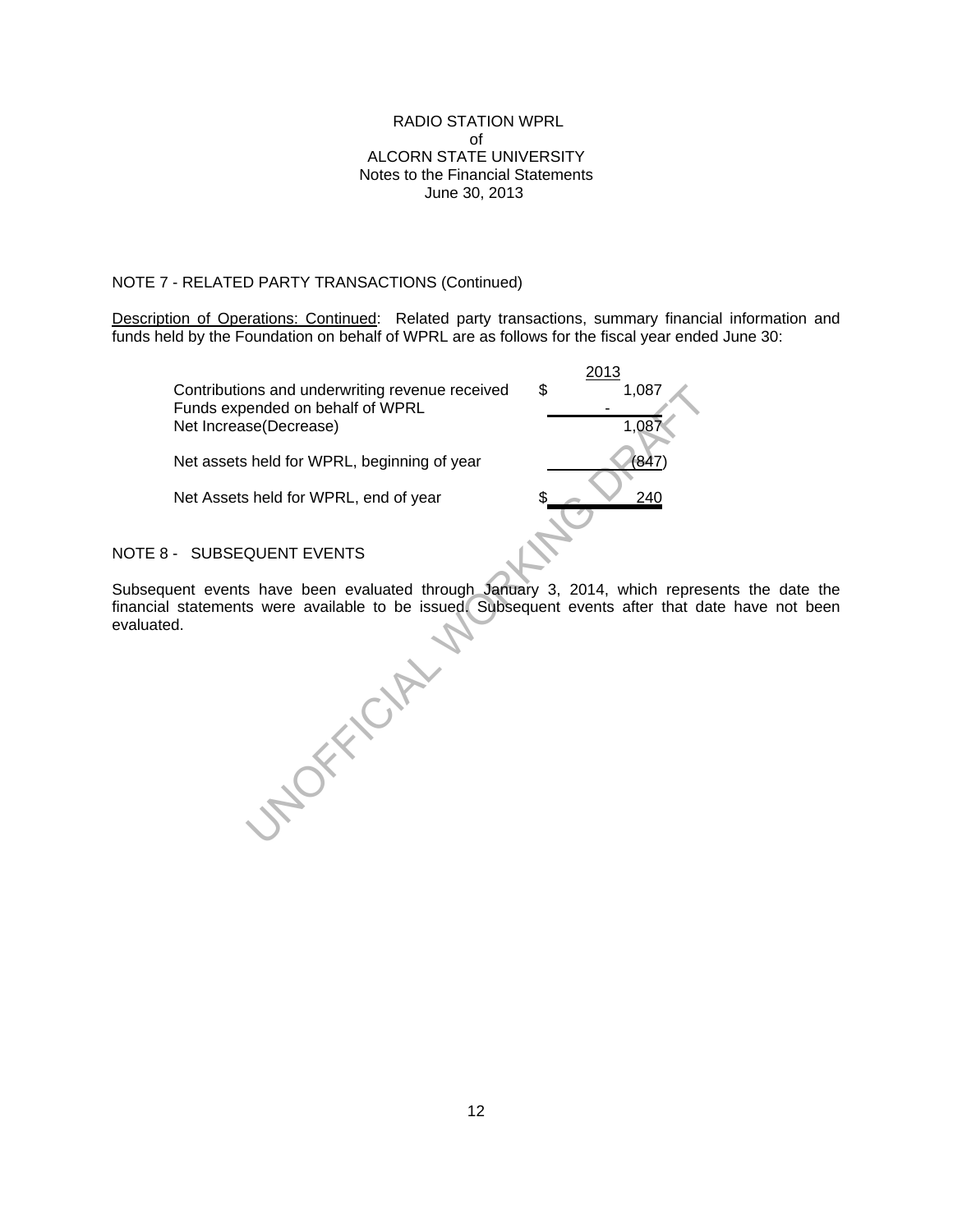RADIO STATION WPRL
of
ALCORN STATE UNIVERSITY
Notes to the Financial Statements
June 30, 2013

NOTE 7 - RELATED PARTY TRANSACTIONS (Continued)

Description of Operations: Continued: Related party transactions, summary financial information and funds held by the Foundation on behalf of WPRL are as follows for the fiscal year ended June 30:

| | | 2013 |
|---|---|---|
| Contributions and underwriting revenue received | $ | 1,087 |
| Funds expended on behalf of WPRL | | - |
| Net Increase(Decrease) | | 1,087 |
| Net assets held for WPRL, beginning of year | | (847) |
| Net Assets held for WPRL, end of year | $ | 240 |

NOTE 8 - SUBSEQUENT EVENTS

Subsequent events have been evaluated through January 3, 2014, which represents the date the financial statements were available to be issued. Subsequent events after that date have not been evaluated.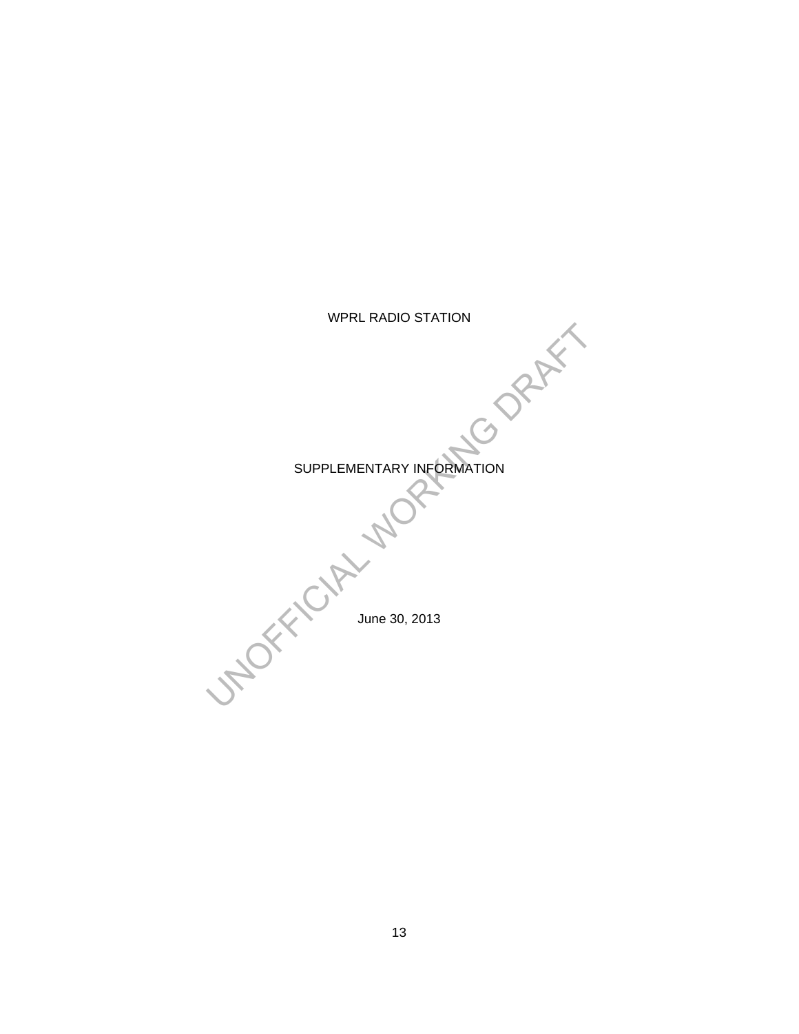WPRL RADIO STATION

SUPPLEMENTARY INFORMATION

June 30, 2013

UNOFFICIAL WORKING DRAFT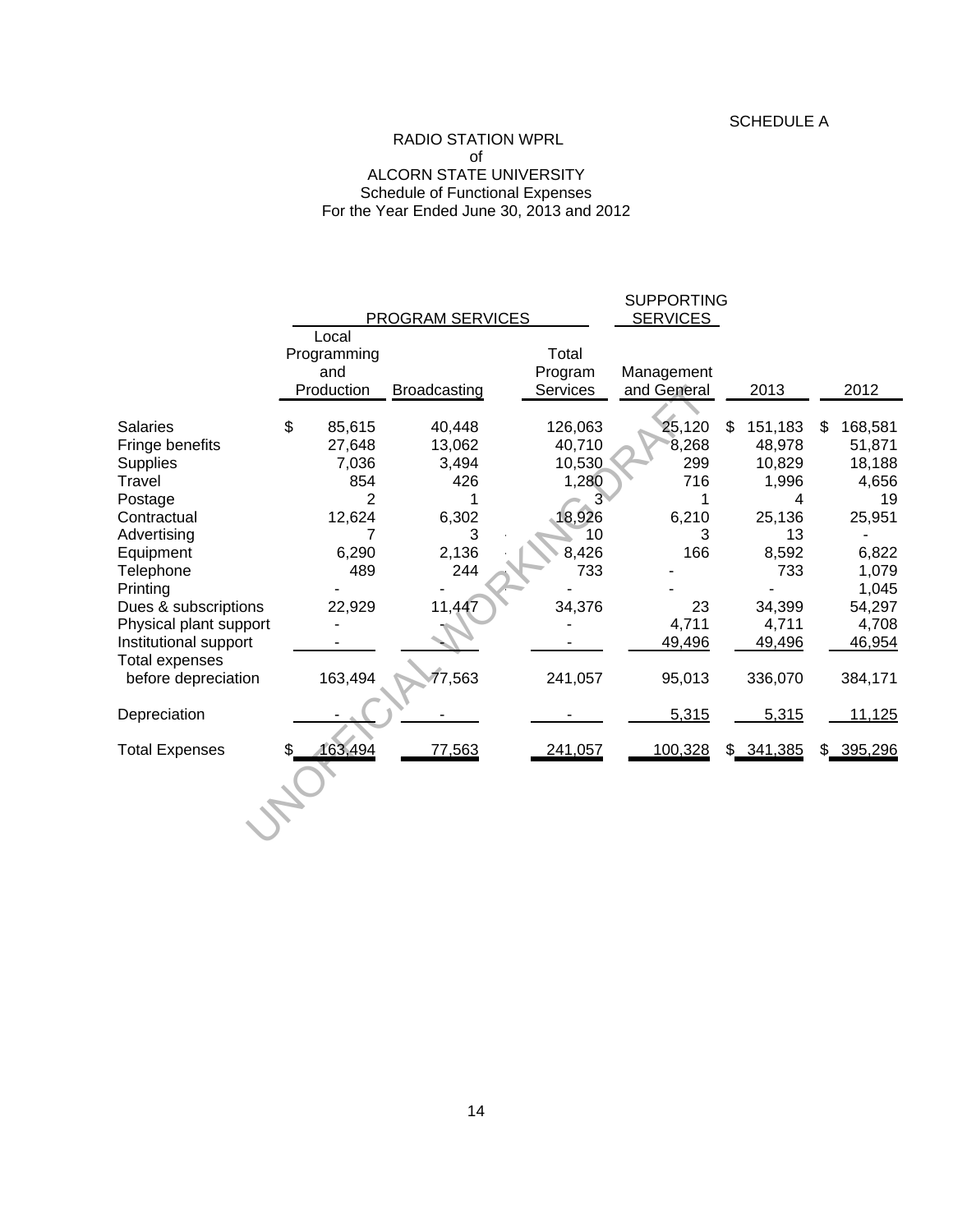SCHEDULE A

RADIO STATION WPRL
of
ALCORN STATE UNIVERSITY
Schedule of Functional Expenses
For the Year Ended June 30, 2013 and 2012

| | PROGRAM SERVICES | | | SUPPORTING SERVICES | | |
|---|---|---|---|---|---|---|
| | Local Programming and Production | Broadcasting | Total Program Services | Management and General | 2013 | 2012 |
| Salaries | $ 85,615 | 40,448 | 126,063 | 25,120 | $ 151,183 | $ 168,581 |
| Fringe benefits | 27,648 | 13,062 | 40,710 | 8,268 | 48,978 | 51,871 |
| Supplies | 7,036 | 3,494 | 10,530 | 299 | 10,829 | 18,188 |
| Travel | 854 | 426 | 1,280 | 716 | 1,996 | 4,656 |
| Postage | 2 | 1 | 3 | 1 | 4 | 19 |
| Contractual | 12,624 | 6,302 | 18,926 | 6,210 | 25,136 | 25,951 |
| Advertising | 7 | 3 | 10 | 3 | 13 | - |
| Equipment | 6,290 | 2,136 | 8,426 | 166 | 8,592 | 6,822 |
| Telephone | 489 | 244 | 733 | - | 733 | 1,079 |
| Printing | - | - | - | - | - | 1,045 |
| Dues & subscriptions | 22,929 | 11,447 | 34,376 | 23 | 34,399 | 54,297 |
| Physical plant support | - | - | - | 4,711 | 4,711 | 4,708 |
| Institutional support | - | - | - | 49,496 | 49,496 | 46,954 |
| Total expenses before depreciation | 163,494 | 77,563 | 241,057 | 95,013 | 336,070 | 384,171 |
| Depreciation | - | - | - | 5,315 | 5,315 | 11,125 |
| Total Expenses | $ 163,494 | 77,563 | 241,057 | 100,328 | $ 341,385 | $ 395,296 |

UNOFFICIAL WORKING DRAFT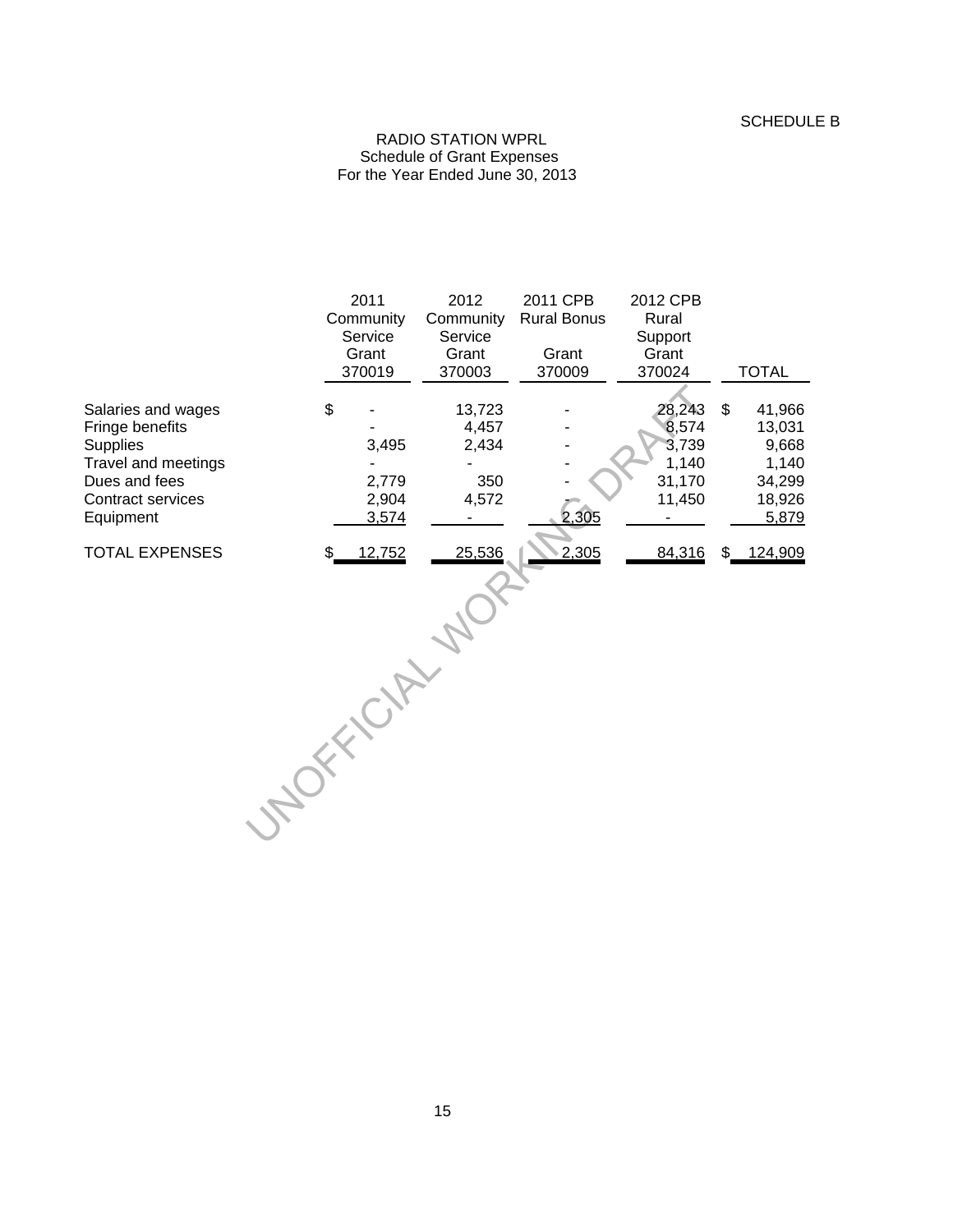SCHEDULE B

RADIO STATION WPRL
Schedule of Grant Expenses
For the Year Ended June 30, 2013

| | 2011 Community Service Grant 370019 | 2012 Community Service Grant 370003 | 2011 CPB Rural Bonus Grant 370009 | 2012 CPB Rural Support Grant 370024 | TOTAL |
|---|---|---|---|---|---|
| Salaries and wages | $ - | 13,723 | - | 28,243 | $ 41,966 |
| Fringe benefits | - | 4,457 | - | 8,574 | 13,031 |
| Supplies | 3,495 | 2,434 | - | 3,739 | 9,668 |
| Travel and meetings | - | - | - | 1,140 | 1,140 |
| Dues and fees | 2,779 | 350 | - | 31,170 | 34,299 |
| Contract services | 2,904 | 4,572 | - | 11,450 | 18,926 |
| Equipment | 3,574 | - | 2,305 | - | 5,879 |
| TOTAL EXPENSES | $ 12,752 | 25,536 | 2,305 | 84,316 | $ 124,909 |

UNOFFICIAL WORKING DRAFT